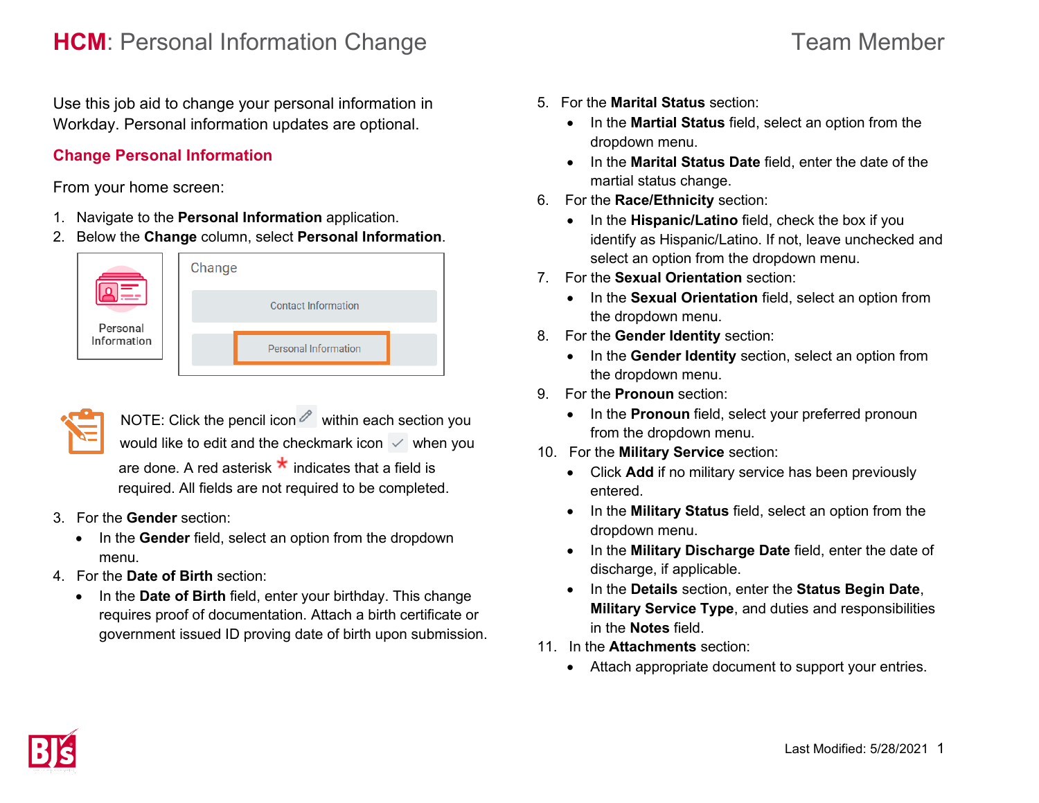# HCM: Personal Information Change

Team Member

Use this job aid to change your personal information in Workday. Personal information updates are optional.

## Change Personal Information

From your home screen:

1. Navigate to the **Personal Information** application.
2. Below the **Change** column, select **Personal Information**.

Personal Information

Change

Contact Information

Personal Information

NOTE: Click the pencil icon within each section you would like to edit and the checkmark icon when you are done. A red asterisk * indicates that a field is required. All fields are not required to be completed.

3. For the **Gender** section:
   - In the **Gender** field, select an option from the dropdown menu.
4. For the **Date of Birth** section:
   - In the **Date of Birth** field, enter your birthday. This change requires proof of documentation. Attach a birth certificate or government issued ID proving date of birth upon submission.
5. For the **Marital Status** section:
   - In the **Martial Status** field, select an option from the dropdown menu.
   - In the **Marital Status Date** field, enter the date of the martial status change.
6. For the **Race/Ethnicity** section:
   - In the **Hispanic/Latino** field, check the box if you identify as Hispanic/Latino. If not, leave unchecked and select an option from the dropdown menu.
7. For the **Sexual Orientation** section:
   - In the **Sexual Orientation** field, select an option from the dropdown menu.
8. For the **Gender Identity** section:
   - In the **Gender Identity** section, select an option from the dropdown menu.
9. For the **Pronoun** section:
   - In the **Pronoun** field, select your preferred pronoun from the dropdown menu.
10. For the **Military Service** section:
    - Click **Add** if no military service has been previously entered.
    - In the **Military Status** field, select an option from the dropdown menu.
    - In the **Military Discharge Date** field, enter the date of discharge, if applicable.
    - In the **Details** section, enter the **Status Begin Date**, **Military Service Type**, and duties and responsibilities in the **Notes** field.
11. In the **Attachments** section:
    - Attach appropriate document to support your entries.

Last Modified: 5/28/2021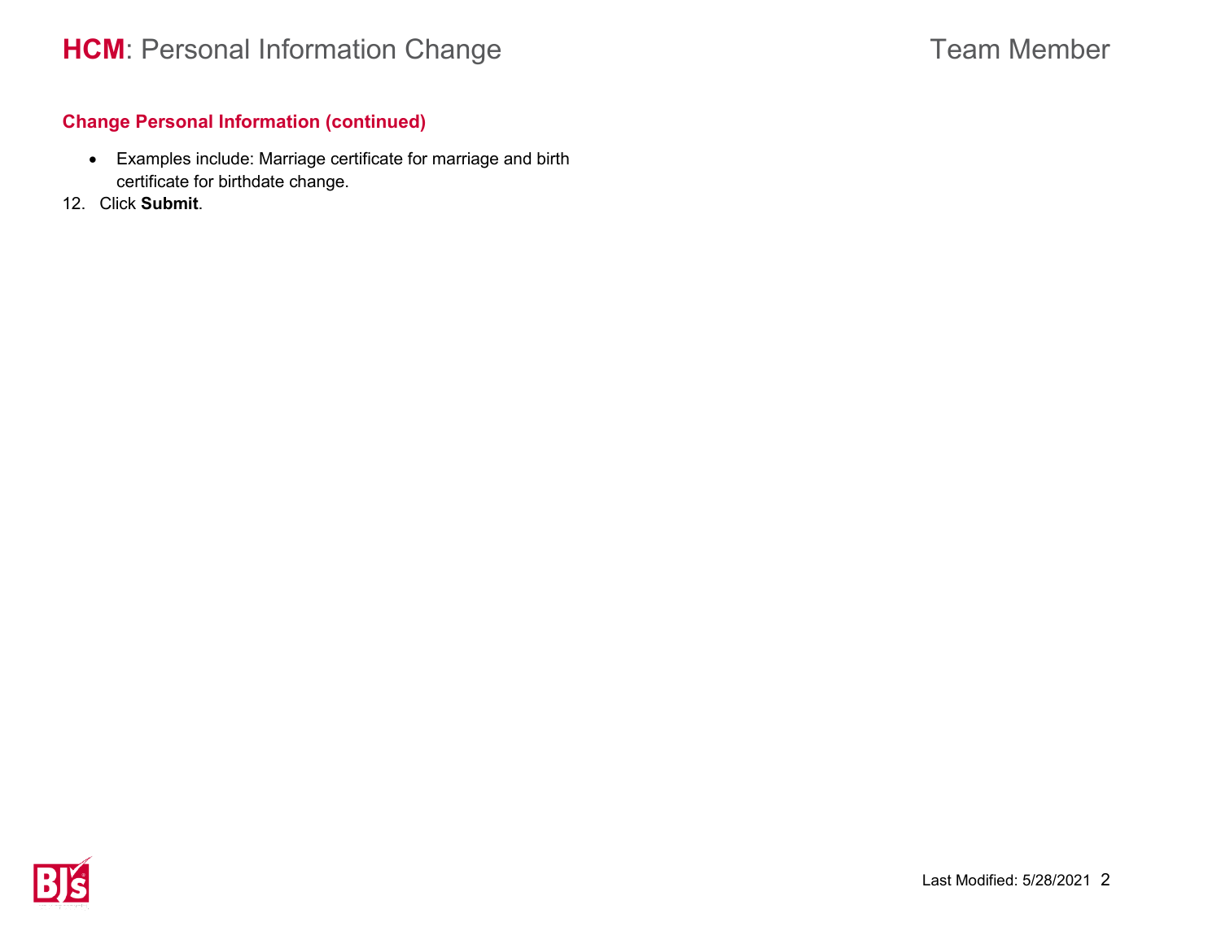### Change Personal Information (continued)

- Examples include: Marriage certificate for marriage and birth certificate for birthdate change.

12. Click **Submit**.